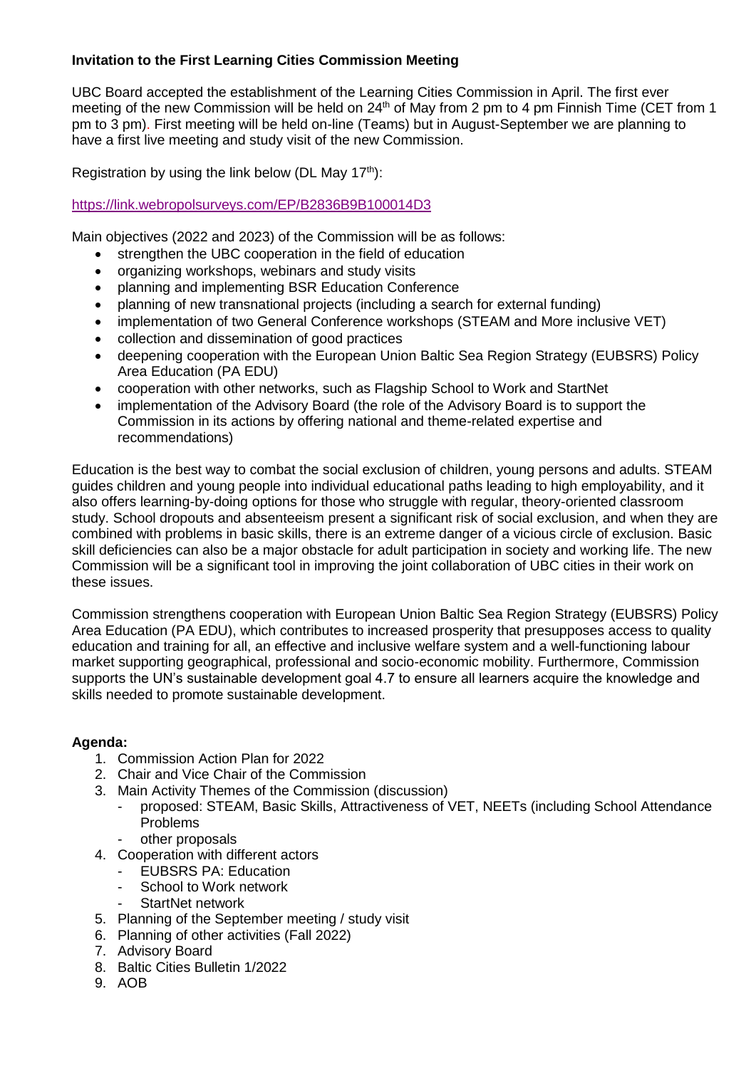**Invitation to the First Learning Cities Commission Meeting**

UBC Board accepted the establishment of the Learning Cities Commission in April. The first ever meeting of the new Commission will be held on 24th of May from 2 pm to 4 pm Finnish Time (CET from 1 pm to 3 pm). First meeting will be held on-line (Teams) but in August-September we are planning to have a first live meeting and study visit of the new Commission.

Registration by using the link below (DL May 17th):

https://link.webropolsurveys.com/EP/B2836B9B100014D3

Main objectives (2022 and 2023) of the Commission will be as follows:

- strengthen the UBC cooperation in the field of education
- organizing workshops, webinars and study visits
- planning and implementing BSR Education Conference
- planning of new transnational projects (including a search for external funding)
- implementation of two General Conference workshops (STEAM and More inclusive VET)
- collection and dissemination of good practices
- deepening cooperation with the European Union Baltic Sea Region Strategy (EUBSRS) Policy Area Education (PA EDU)
- cooperation with other networks, such as Flagship School to Work and StartNet
- implementation of the Advisory Board (the role of the Advisory Board is to support the Commission in its actions by offering national and theme-related expertise and recommendations)

Education is the best way to combat the social exclusion of children, young persons and adults. STEAM guides children and young people into individual educational paths leading to high employability, and it also offers learning-by-doing options for those who struggle with regular, theory-oriented classroom study. School dropouts and absenteeism present a significant risk of social exclusion, and when they are combined with problems in basic skills, there is an extreme danger of a vicious circle of exclusion. Basic skill deficiencies can also be a major obstacle for adult participation in society and working life. The new Commission will be a significant tool in improving the joint collaboration of UBC cities in their work on these issues.

Commission strengthens cooperation with European Union Baltic Sea Region Strategy (EUBSRS) Policy Area Education (PA EDU), which contributes to increased prosperity that presupposes access to quality education and training for all, an effective and inclusive welfare system and a well-functioning labour market supporting geographical, professional and socio-economic mobility. Furthermore, Commission supports the UN's sustainable development goal 4.7 to ensure all learners acquire the knowledge and skills needed to promote sustainable development.

**Agenda:**

1. Commission Action Plan for 2022
2. Chair and Vice Chair of the Commission
3. Main Activity Themes of the Commission (discussion)
   - proposed: STEAM, Basic Skills, Attractiveness of VET, NEETs (including School Attendance Problems
   - other proposals
4. Cooperation with different actors
   - EUBSRS PA: Education
   - School to Work network
   - StartNet network
5. Planning of the September meeting / study visit
6. Planning of other activities (Fall 2022)
7. Advisory Board
8. Baltic Cities Bulletin 1/2022
9. AOB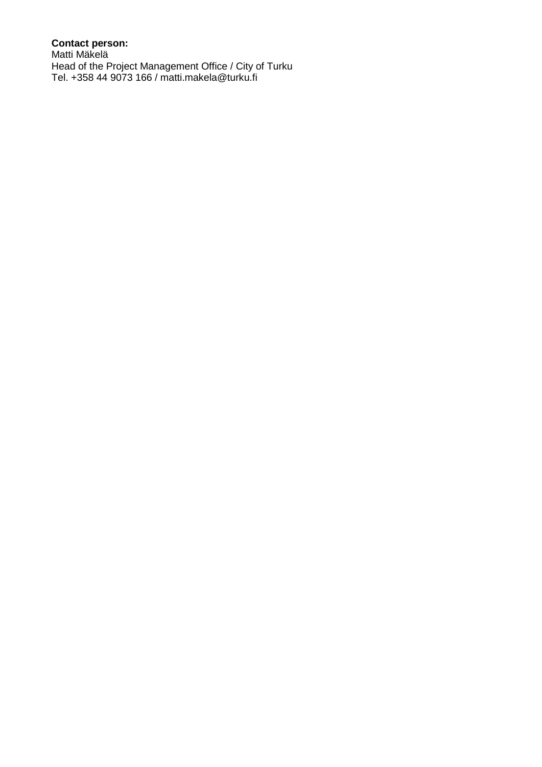**Contact person:**
Matti Mäkelä
Head of the Project Management Office / City of Turku
Tel. +358 44 9073 166 / matti.makela@turku.fi